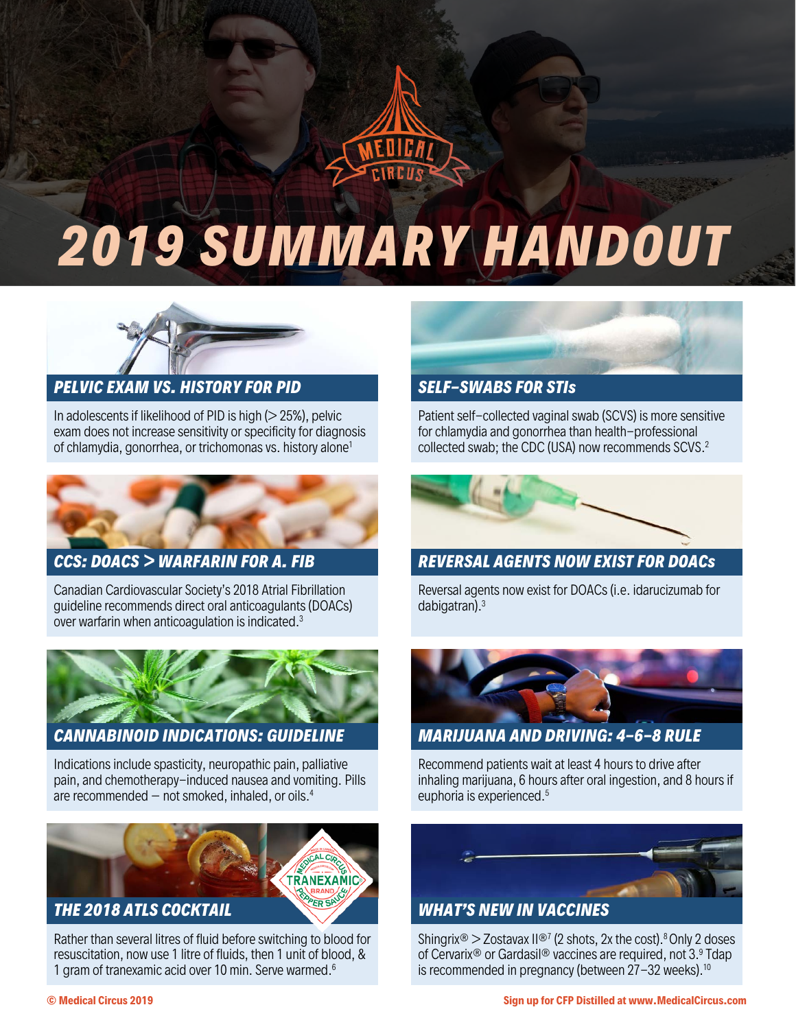# 2019 SUMMARY HANDOUT

## PELVIC EXAM VS. HISTORY FOR PID

In adolescents if likelihood of PID is high (> 25%), pelvic exam does not increase sensitivity or specificity for diagnosis of chlamydia, gonorrhea, or trichomonas vs. history alone[1]

## SELF-SWABS FOR STIs

Patient self-collected vaginal swab (SCVS) is more sensitive for chlamydia and gonorrhea than health-professional collected swab; the CDC (USA) now recommends SCVS.[2]

## CCS: DOACS > WARFARIN FOR A. FIB

Canadian Cardiovascular Society's 2018 Atrial Fibrillation guideline recommends direct oral anticoagulants (DOACs) over warfarin when anticoagulation is indicated.[3]

## REVERSAL AGENTS NOW EXIST FOR DOACs

Reversal agents now exist for DOACs (i.e. idarucizumab for dabigatran).[3]

## CANNABINOID INDICATIONS: GUIDELINE

Indications include spasticity, neuropathic pain, palliative pain, and chemotherapy-induced nausea and vomiting. Pills are recommended – not smoked, inhaled, or oils.[4]

## MARIJUANA AND DRIVING: 4-6-8 RULE

Recommend patients wait at least 4 hours to drive after inhaling marijuana, 6 hours after oral ingestion, and 8 hours if euphoria is experienced.[5]

## THE 2018 ATLS COCKTAIL

Rather than several litres of fluid before switching to blood for resuscitation, now use 1 litre of fluids, then 1 unit of blood, & 1 gram of tranexamic acid over 10 min. Serve warmed.[6]

## WHAT'S NEW IN VACCINES

Shingrix® > Zostavax II®[7] (2 shots, 2x the cost).[8] Only 2 doses of Cervarix® or Gardasil® vaccines are required, not 3.[9] Tdap is recommended in pregnancy (between 27–32 weeks).[10]

© Medical Circus 2019

Sign up for CFP Distilled at www.MedicalCircus.com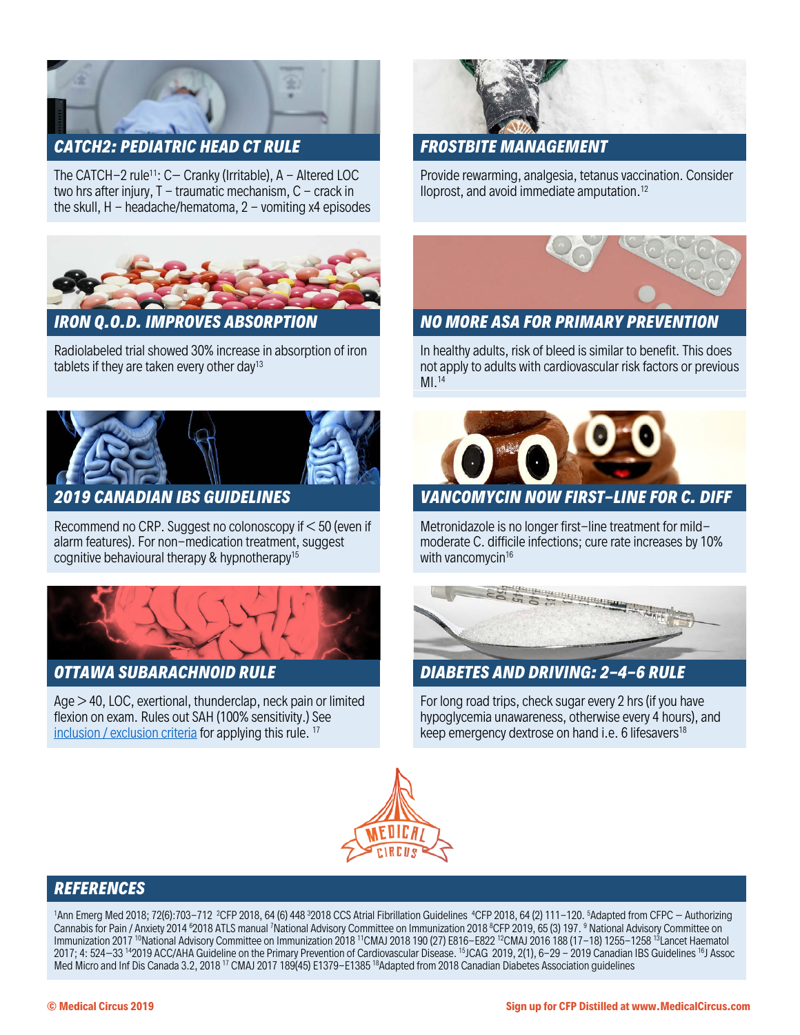## CATCH2: PEDIATRIC HEAD CT RULE

The CATCH–2 rule[11]: C– Cranky (Irritable), A – Altered LOC two hrs after injury, T – traumatic mechanism, C – crack in the skull, H – headache/hematoma, 2 – vomiting x4 episodes

## FROSTBITE MANAGEMENT

Provide rewarming, analgesia, tetanus vaccination. Consider Iloprost, and avoid immediate amputation.[12]

## IRON Q.O.D. IMPROVES ABSORPTION

Radiolabeled trial showed 30% increase in absorption of iron tablets if they are taken every other day[13]

## NO MORE ASA FOR PRIMARY PREVENTION

In healthy adults, risk of bleed is similar to benefit. This does not apply to adults with cardiovascular risk factors or previous MI.[14]

## 2019 CANADIAN IBS GUIDELINES

Recommend no CRP. Suggest no colonoscopy if < 50 (even if alarm features). For non–medication treatment, suggest cognitive behavioural therapy & hypnotherapy[15]

## VANCOMYCIN NOW FIRST-LINE FOR C. DIFF

Metronidazole is no longer first–line treatment for mild–moderate C. difficile infections; cure rate increases by 10% with vancomycin[16]

## OTTAWA SUBARACHNOID RULE

Age > 40, LOC, exertional, thunderclap, neck pain or limited flexion on exam. Rules out SAH (100% sensitivity.) See inclusion / exclusion criteria for applying this rule. [17]

## DIABETES AND DRIVING: 2-4-6 RULE

For long road trips, check sugar every 2 hrs (if you have hypoglycemia unawareness, otherwise every 4 hours), and keep emergency dextrose on hand i.e. 6 lifesavers[18]

## REFERENCES

[1]Ann Emerg Med 2018; 72(6):703–712 [2]CFP 2018, 64 (6) 448 [3]2018 CCS Atrial Fibrillation Guidelines [4]CFP 2018, 64 (2) 111–120. [5]Adapted from CFPC – Authorizing Cannabis for Pain / Anxiety 2014 [6]2018 ATLS manual [7]National Advisory Committee on Immunization 2018 [8]CFP 2019, 65 (3) 197. [9] National Advisory Committee on Immunization 2017 [10]National Advisory Committee on Immunization 2018 [11]CMAJ 2018 190 (27) E816–E822 [12]CMAJ 2016 188 (17–18) 1255–1258 [13]Lancet Haematol 2017; 4: 524–33 [14]2019 ACC/AHA Guideline on the Primary Prevention of Cardiovascular Disease. [15]JCAG 2019, 2(1), 6–29 – 2019 Canadian IBS Guidelines [16]J Assoc Med Micro and Inf Dis Canada 3.2, 2018 [17] CMAJ 2017 189(45) E1379–E1385 [18]Adapted from 2018 Canadian Diabetes Association guidelines

© Medical Circus 2019

Sign up for CFP Distilled at www.MedicalCircus.com